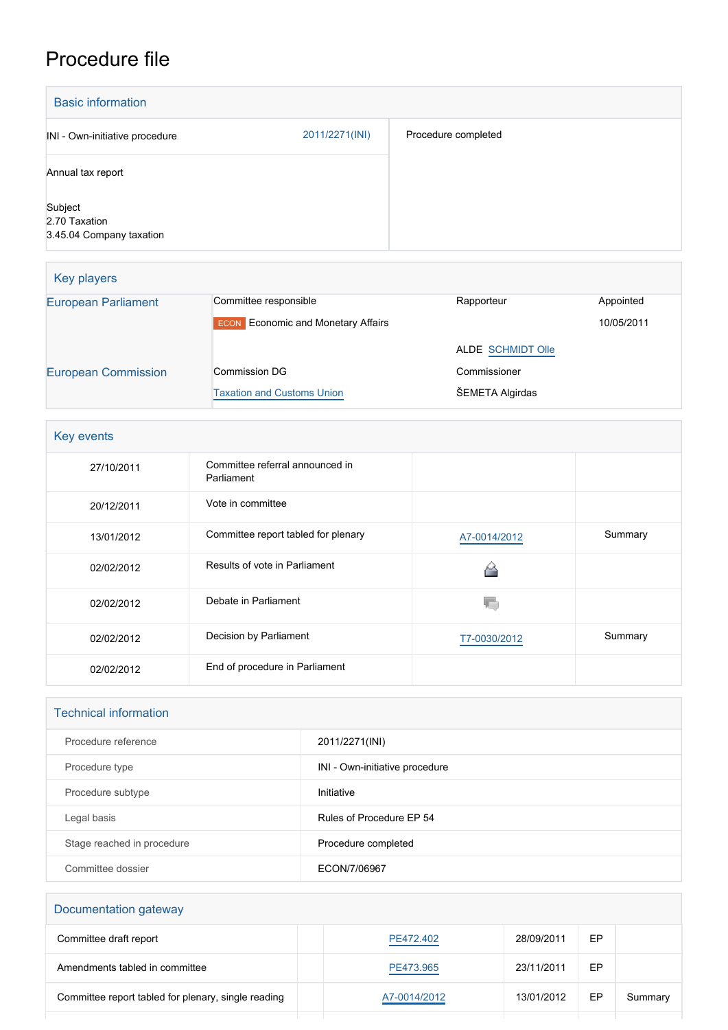# Procedure file

## Basic information

| | |
|---|---|
| INI - Own-initiative procedure 2011/2271(INI) | Procedure completed |
| Annual tax report | |
| Subject<br>2.70 Taxation<br>3.45.04 Company taxation | |

## Key players

| | | | |
|---|---|---|---|
| European Parliament | Committee responsible | Rapporteur | Appointed |
| | ECON Economic and Monetary Affairs | | 10/05/2011 |
| | | ALDE SCHMIDT Olle | |
| European Commission | Commission DG | Commissioner | |
| | Taxation and Customs Union | ŠEMETA Algirdas | |

## Key events

| | | | |
|---|---|---|---|
| 27/10/2011 | Committee referral announced in Parliament | | |
| 20/12/2011 | Vote in committee | | |
| 13/01/2012 | Committee report tabled for plenary | A7-0014/2012 | Summary |
| 02/02/2012 | Results of vote in Parliament | | |
| 02/02/2012 | Debate in Parliament | | |
| 02/02/2012 | Decision by Parliament | T7-0030/2012 | Summary |
| 02/02/2012 | End of procedure in Parliament | | |

## Technical information

| | |
|---|---|
| Procedure reference | 2011/2271(INI) |
| Procedure type | INI - Own-initiative procedure |
| Procedure subtype | Initiative |
| Legal basis | Rules of Procedure EP 54 |
| Stage reached in procedure | Procedure completed |
| Committee dossier | ECON/7/06967 |

## Documentation gateway

| | | | | | |
|---|---|---|---|---|---|
| Committee draft report | | PE472.402 | 28/09/2011 | EP | |
| Amendments tabled in committee | | PE473.965 | 23/11/2011 | EP | |
| Committee report tabled for plenary, single reading | | A7-0014/2012 | 13/01/2012 | EP | Summary |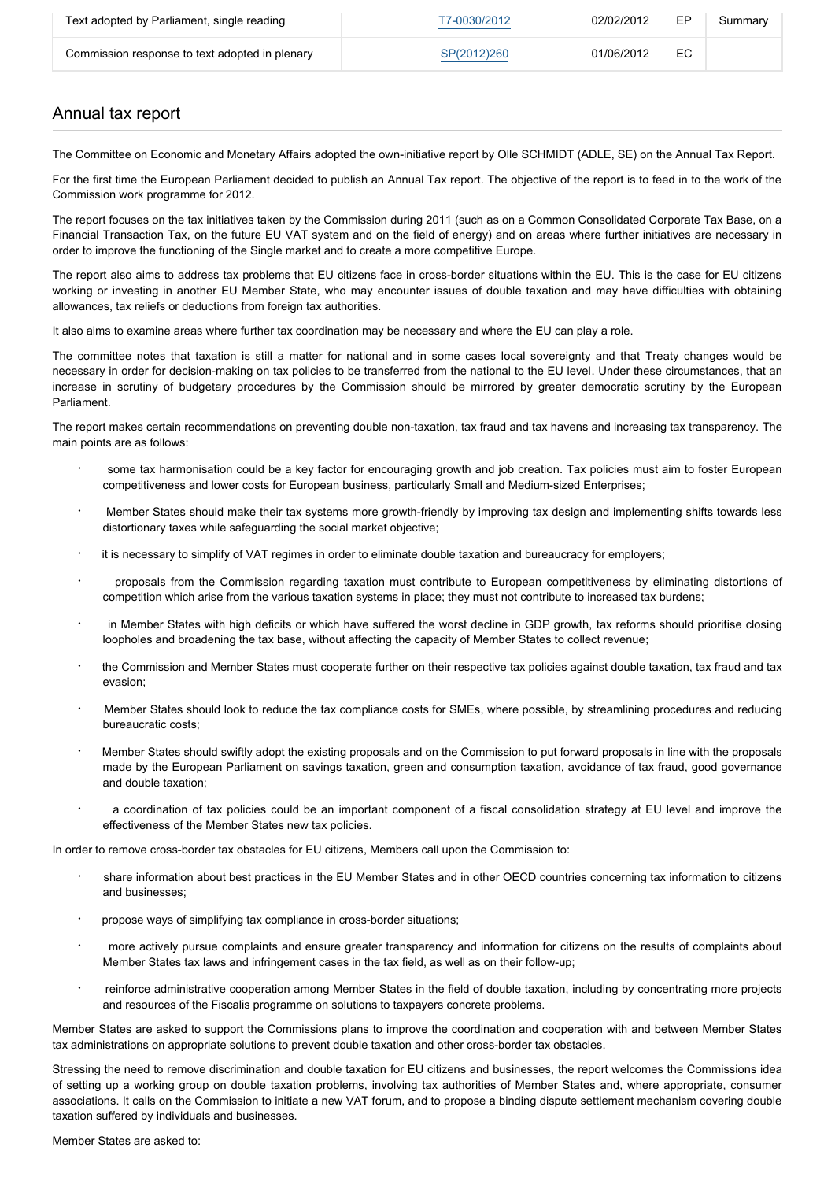| Text adopted by Parliament, single reading | | T7-0030/2012 | 02/02/2012 | EP | Summary |
| --- | --- | --- | --- | --- | --- |
| Commission response to text adopted in plenary | | SP(2012)260 | 01/06/2012 | EC | |

## Annual tax report

The Committee on Economic and Monetary Affairs adopted the own-initiative report by Olle SCHMIDT (ADLE, SE) on the Annual Tax Report.

For the first time the European Parliament decided to publish an Annual Tax report. The objective of the report is to feed in to the work of the Commission work programme for 2012.

The report focuses on the tax initiatives taken by the Commission during 2011 (such as on a Common Consolidated Corporate Tax Base, on a Financial Transaction Tax, on the future EU VAT system and on the field of energy) and on areas where further initiatives are necessary in order to improve the functioning of the Single market and to create a more competitive Europe.

The report also aims to address tax problems that EU citizens face in cross-border situations within the EU. This is the case for EU citizens working or investing in another EU Member State, who may encounter issues of double taxation and may have difficulties with obtaining allowances, tax reliefs or deductions from foreign tax authorities.

It also aims to examine areas where further tax coordination may be necessary and where the EU can play a role.

The committee notes that taxation is still a matter for national and in some cases local sovereignty and that Treaty changes would be necessary in order for decision-making on tax policies to be transferred from the national to the EU level. Under these circumstances, that an increase in scrutiny of budgetary procedures by the Commission should be mirrored by greater democratic scrutiny by the European Parliament.

The report makes certain recommendations on preventing double non-taxation, tax fraud and tax havens and increasing tax transparency. The main points are as follows:

- some tax harmonisation could be a key factor for encouraging growth and job creation. Tax policies must aim to foster European competitiveness and lower costs for European business, particularly Small and Medium-sized Enterprises;
- Member States should make their tax systems more growth-friendly by improving tax design and implementing shifts towards less distortionary taxes while safeguarding the social market objective;
- it is necessary to simplify of VAT regimes in order to eliminate double taxation and bureaucracy for employers;
- proposals from the Commission regarding taxation must contribute to European competitiveness by eliminating distortions of competition which arise from the various taxation systems in place; they must not contribute to increased tax burdens;
- in Member States with high deficits or which have suffered the worst decline in GDP growth, tax reforms should prioritise closing loopholes and broadening the tax base, without affecting the capacity of Member States to collect revenue;
- the Commission and Member States must cooperate further on their respective tax policies against double taxation, tax fraud and tax evasion;
- Member States should look to reduce the tax compliance costs for SMEs, where possible, by streamlining procedures and reducing bureaucratic costs;
- Member States should swiftly adopt the existing proposals and on the Commission to put forward proposals in line with the proposals made by the European Parliament on savings taxation, green and consumption taxation, avoidance of tax fraud, good governance and double taxation;
- a coordination of tax policies could be an important component of a fiscal consolidation strategy at EU level and improve the effectiveness of the Member States new tax policies.

In order to remove cross-border tax obstacles for EU citizens, Members call upon the Commission to:

- share information about best practices in the EU Member States and in other OECD countries concerning tax information to citizens and businesses;
- propose ways of simplifying tax compliance in cross-border situations;
- more actively pursue complaints and ensure greater transparency and information for citizens on the results of complaints about Member States tax laws and infringement cases in the tax field, as well as on their follow-up;
- reinforce administrative cooperation among Member States in the field of double taxation, including by concentrating more projects and resources of the Fiscalis programme on solutions to taxpayers concrete problems.

Member States are asked to support the Commissions plans to improve the coordination and cooperation with and between Member States tax administrations on appropriate solutions to prevent double taxation and other cross-border tax obstacles.

Stressing the need to remove discrimination and double taxation for EU citizens and businesses, the report welcomes the Commissions idea of setting up a working group on double taxation problems, involving tax authorities of Member States and, where appropriate, consumer associations. It calls on the Commission to initiate a new VAT forum, and to propose a binding dispute settlement mechanism covering double taxation suffered by individuals and businesses.

Member States are asked to: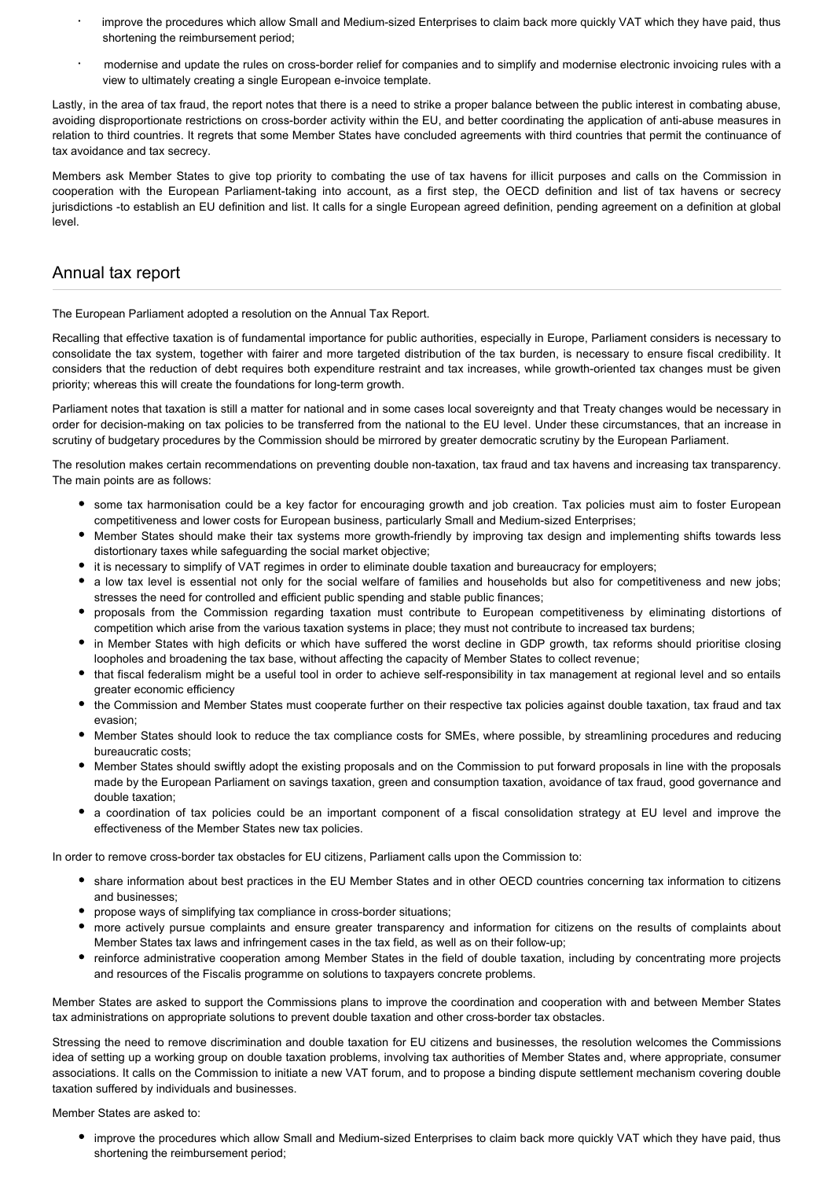- improve the procedures which allow Small and Medium-sized Enterprises to claim back more quickly VAT which they have paid, thus shortening the reimbursement period;
- modernise and update the rules on cross-border relief for companies and to simplify and modernise electronic invoicing rules with a view to ultimately creating a single European e-invoice template.

Lastly, in the area of tax fraud, the report notes that there is a need to strike a proper balance between the public interest in combating abuse, avoiding disproportionate restrictions on cross-border activity within the EU, and better coordinating the application of anti-abuse measures in relation to third countries. It regrets that some Member States have concluded agreements with third countries that permit the continuance of tax avoidance and tax secrecy.

Members ask Member States to give top priority to combating the use of tax havens for illicit purposes and calls on the Commission in cooperation with the European Parliament-taking into account, as a first step, the OECD definition and list of tax havens or secrecy jurisdictions -to establish an EU definition and list. It calls for a single European agreed definition, pending agreement on a definition at global level.

## Annual tax report

The European Parliament adopted a resolution on the Annual Tax Report.

Recalling that effective taxation is of fundamental importance for public authorities, especially in Europe, Parliament considers is necessary to consolidate the tax system, together with fairer and more targeted distribution of the tax burden, is necessary to ensure fiscal credibility. It considers that the reduction of debt requires both expenditure restraint and tax increases, while growth-oriented tax changes must be given priority; whereas this will create the foundations for long-term growth.

Parliament notes that taxation is still a matter for national and in some cases local sovereignty and that Treaty changes would be necessary in order for decision-making on tax policies to be transferred from the national to the EU level. Under these circumstances, that an increase in scrutiny of budgetary procedures by the Commission should be mirrored by greater democratic scrutiny by the European Parliament.

The resolution makes certain recommendations on preventing double non-taxation, tax fraud and tax havens and increasing tax transparency. The main points are as follows:

- some tax harmonisation could be a key factor for encouraging growth and job creation. Tax policies must aim to foster European competitiveness and lower costs for European business, particularly Small and Medium-sized Enterprises;
- Member States should make their tax systems more growth-friendly by improving tax design and implementing shifts towards less distortionary taxes while safeguarding the social market objective;
- it is necessary to simplify of VAT regimes in order to eliminate double taxation and bureaucracy for employers;
- a low tax level is essential not only for the social welfare of families and households but also for competitiveness and new jobs; stresses the need for controlled and efficient public spending and stable public finances;
- proposals from the Commission regarding taxation must contribute to European competitiveness by eliminating distortions of competition which arise from the various taxation systems in place; they must not contribute to increased tax burdens;
- in Member States with high deficits or which have suffered the worst decline in GDP growth, tax reforms should prioritise closing loopholes and broadening the tax base, without affecting the capacity of Member States to collect revenue;
- that fiscal federalism might be a useful tool in order to achieve self-responsibility in tax management at regional level and so entails greater economic efficiency
- the Commission and Member States must cooperate further on their respective tax policies against double taxation, tax fraud and tax evasion;
- Member States should look to reduce the tax compliance costs for SMEs, where possible, by streamlining procedures and reducing bureaucratic costs;
- Member States should swiftly adopt the existing proposals and on the Commission to put forward proposals in line with the proposals made by the European Parliament on savings taxation, green and consumption taxation, avoidance of tax fraud, good governance and double taxation;
- a coordination of tax policies could be an important component of a fiscal consolidation strategy at EU level and improve the effectiveness of the Member States new tax policies.

In order to remove cross-border tax obstacles for EU citizens, Parliament calls upon the Commission to:

- share information about best practices in the EU Member States and in other OECD countries concerning tax information to citizens and businesses;
- propose ways of simplifying tax compliance in cross-border situations;
- more actively pursue complaints and ensure greater transparency and information for citizens on the results of complaints about Member States tax laws and infringement cases in the tax field, as well as on their follow-up;
- reinforce administrative cooperation among Member States in the field of double taxation, including by concentrating more projects and resources of the Fiscalis programme on solutions to taxpayers concrete problems.

Member States are asked to support the Commissions plans to improve the coordination and cooperation with and between Member States tax administrations on appropriate solutions to prevent double taxation and other cross-border tax obstacles.

Stressing the need to remove discrimination and double taxation for EU citizens and businesses, the resolution welcomes the Commissions idea of setting up a working group on double taxation problems, involving tax authorities of Member States and, where appropriate, consumer associations. It calls on the Commission to initiate a new VAT forum, and to propose a binding dispute settlement mechanism covering double taxation suffered by individuals and businesses.

Member States are asked to:

- improve the procedures which allow Small and Medium-sized Enterprises to claim back more quickly VAT which they have paid, thus shortening the reimbursement period;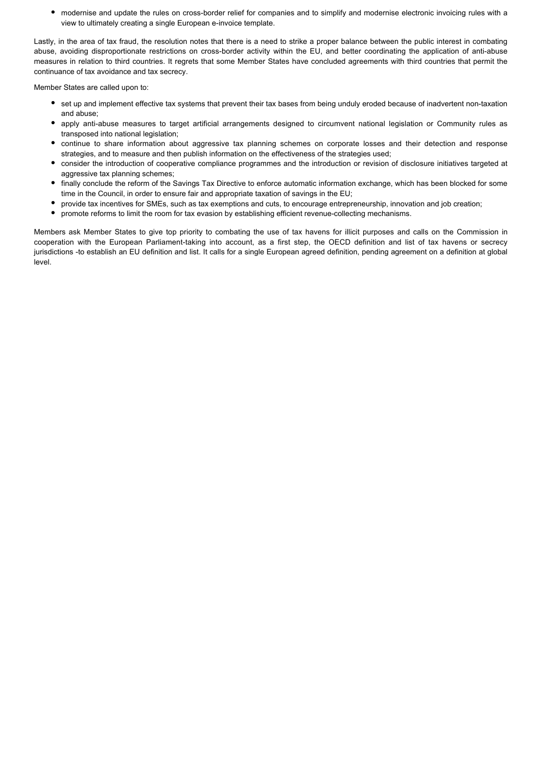- modernise and update the rules on cross-border relief for companies and to simplify and modernise electronic invoicing rules with a view to ultimately creating a single European e-invoice template.

Lastly, in the area of tax fraud, the resolution notes that there is a need to strike a proper balance between the public interest in combating abuse, avoiding disproportionate restrictions on cross-border activity within the EU, and better coordinating the application of anti-abuse measures in relation to third countries. It regrets that some Member States have concluded agreements with third countries that permit the continuance of tax avoidance and tax secrecy.

Member States are called upon to:

- set up and implement effective tax systems that prevent their tax bases from being unduly eroded because of inadvertent non-taxation and abuse;
- apply anti-abuse measures to target artificial arrangements designed to circumvent national legislation or Community rules as transposed into national legislation;
- continue to share information about aggressive tax planning schemes on corporate losses and their detection and response strategies, and to measure and then publish information on the effectiveness of the strategies used;
- consider the introduction of cooperative compliance programmes and the introduction or revision of disclosure initiatives targeted at aggressive tax planning schemes;
- finally conclude the reform of the Savings Tax Directive to enforce automatic information exchange, which has been blocked for some time in the Council, in order to ensure fair and appropriate taxation of savings in the EU;
- provide tax incentives for SMEs, such as tax exemptions and cuts, to encourage entrepreneurship, innovation and job creation;
- promote reforms to limit the room for tax evasion by establishing efficient revenue-collecting mechanisms.

Members ask Member States to give top priority to combating the use of tax havens for illicit purposes and calls on the Commission in cooperation with the European Parliament-taking into account, as a first step, the OECD definition and list of tax havens or secrecy jurisdictions -to establish an EU definition and list. It calls for a single European agreed definition, pending agreement on a definition at global level.